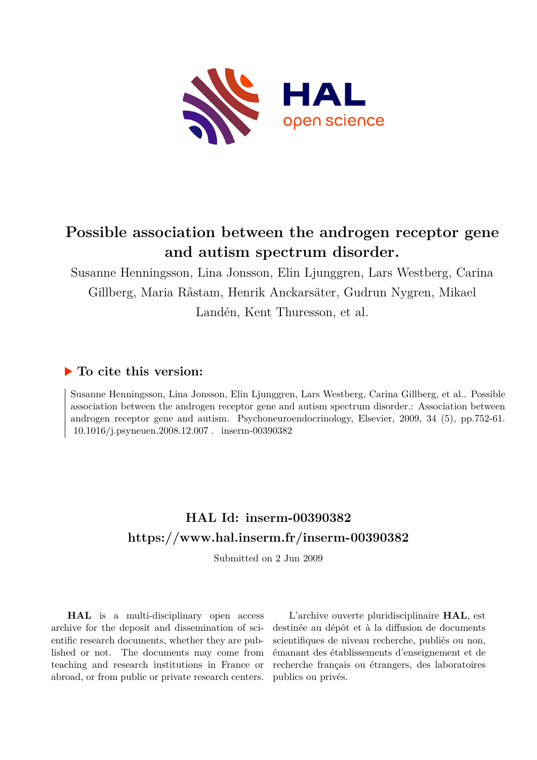# Possible association between the androgen receptor gene and autism spectrum disorder.

Susanne Henningsson, Lina Jonsson, Elin Ljunggren, Lars Westberg, Carina Gillberg, Maria Råstam, Henrik Anckarsäter, Gudrun Nygren, Mikael Landén, Kent Thuresson, et al.

## ▶ To cite this version:

Susanne Henningsson, Lina Jonsson, Elin Ljunggren, Lars Westberg, Carina Gillberg, et al.. Possible association between the androgen receptor gene and autism spectrum disorder.: Association between androgen receptor gene and autism. Psychoneuroendocrinology, Elsevier, 2009, 34 (5), pp.752-61. 10.1016/j.psyneuen.2008.12.007 . inserm-00390382

## HAL Id: inserm-00390382

## https://www.hal.inserm.fr/inserm-00390382

Submitted on 2 Jun 2009

**HAL** is a multi-disciplinary open access archive for the deposit and dissemination of scientific research documents, whether they are published or not. The documents may come from teaching and research institutions in France or abroad, or from public or private research centers.

L'archive ouverte pluridisciplinaire **HAL**, est destinée au dépôt et à la diffusion de documents scientifiques de niveau recherche, publiés ou non, émanant des établissements d'enseignement et de recherche français ou étrangers, des laboratoires publics ou privés.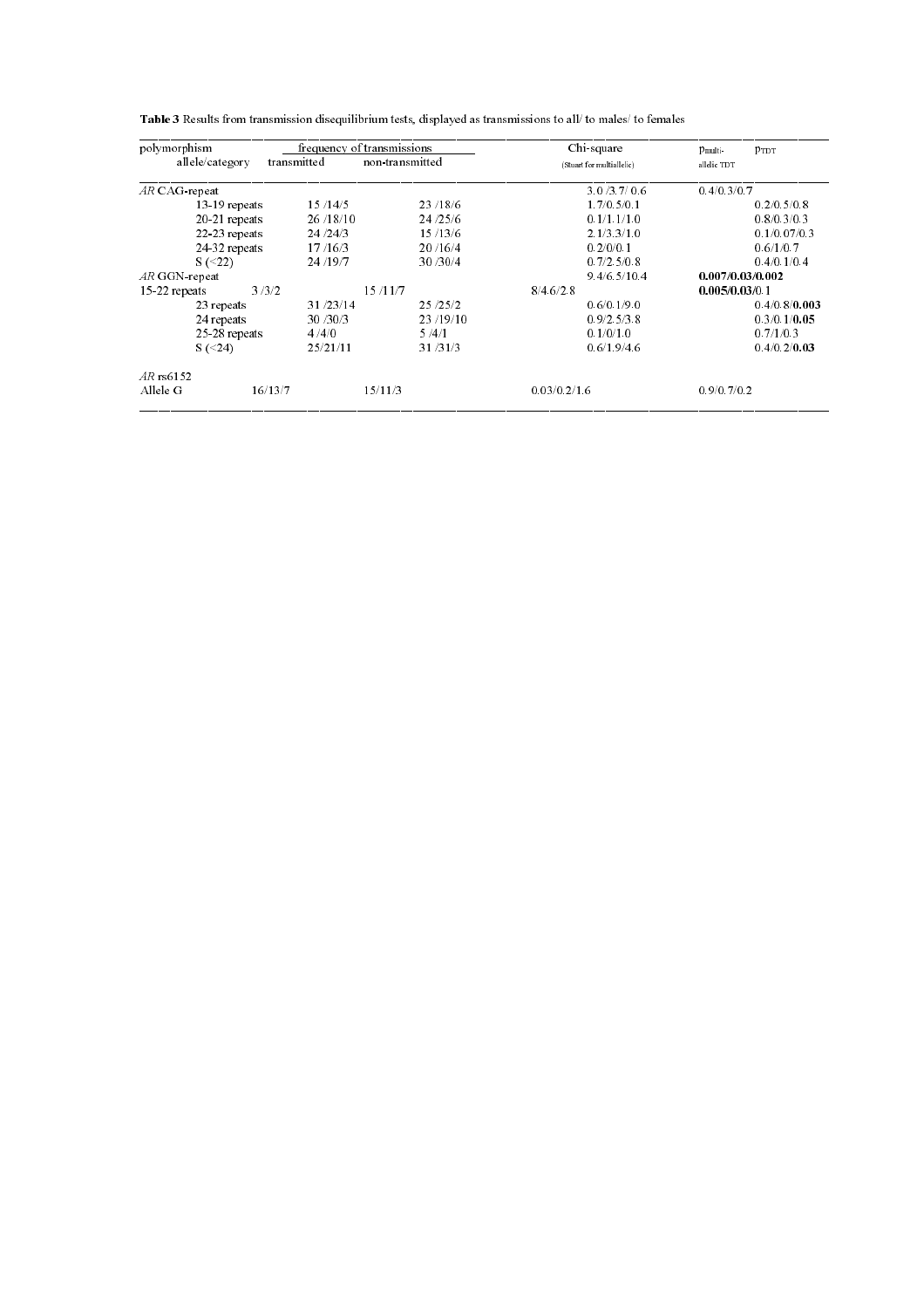**Table 3** Results from transmission disequilibrium tests, displayed as transmissions to all/ to males/ to females

| polymorphism allele/category | frequency of transmissions transmitted | non-transmitted | Chi-square (Stuart for multiallelic) | $p_{multi-allelic\ TDT}$ | $p_{TDT}$ |
|---|---|---|---|---|---|
| *AR* CAG-repeat | | | 3.0 /3.7/ 0.6 | 0.4/0.3/0.7 | |
| 13-19 repeats | 15 /14/5 | 23 /18/6 | 1.7/0.5/0.1 | | 0.2/0.5/0.8 |
| 20-21 repeats | 26 /18/10 | 24 /25/6 | 0.1/1.1/1.0 | | 0.8/0.3/0.3 |
| 22-23 repeats | 24 /24/3 | 15 /13/6 | 2.1/3.3/1.0 | | 0.1/0.07/0.3 |
| 24-32 repeats | 17 /16/3 | 20 /16/4 | 0.2/0/0.1 | | 0.6/1/0.7 |
| S (<22) | 24 /19/7 | 30 /30/4 | 0.7/2.5/0.8 | | 0.4/0.1/0.4 |
| *AR* GGN-repeat | | | 9.4/6.5/10.4 | **0.007/0.03/0.002** | |
| 15-22 repeats | 3 /3/2 | 15 /11/7 | 8/4.6/2.8 | | **0.005/0.03/**0.1 |
| 23 repeats | 31 /23/14 | 25 /25/2 | 0.6/0.1/9.0 | | 0.4/0.8/**0.003** |
| 24 repeats | 30 /30/3 | 23 /19/10 | 0.9/2.5/3.8 | | 0.3/0.1/**0.05** |
| 25-28 repeats | 4 /4/0 | 5 /4/1 | 0.1/0/1.0 | | 0.7/1/0.3 |
| S (<24) | 25/21/11 | 31 /31/3 | 0.6/1.9/4.6 | | 0.4/0.2/**0.03** |
| *AR* rs6152 | | | | | |
| Allele G | 16/13/7 | 15/11/3 | 0.03/0.2/1.6 | | 0.9/0.7/0.2 |